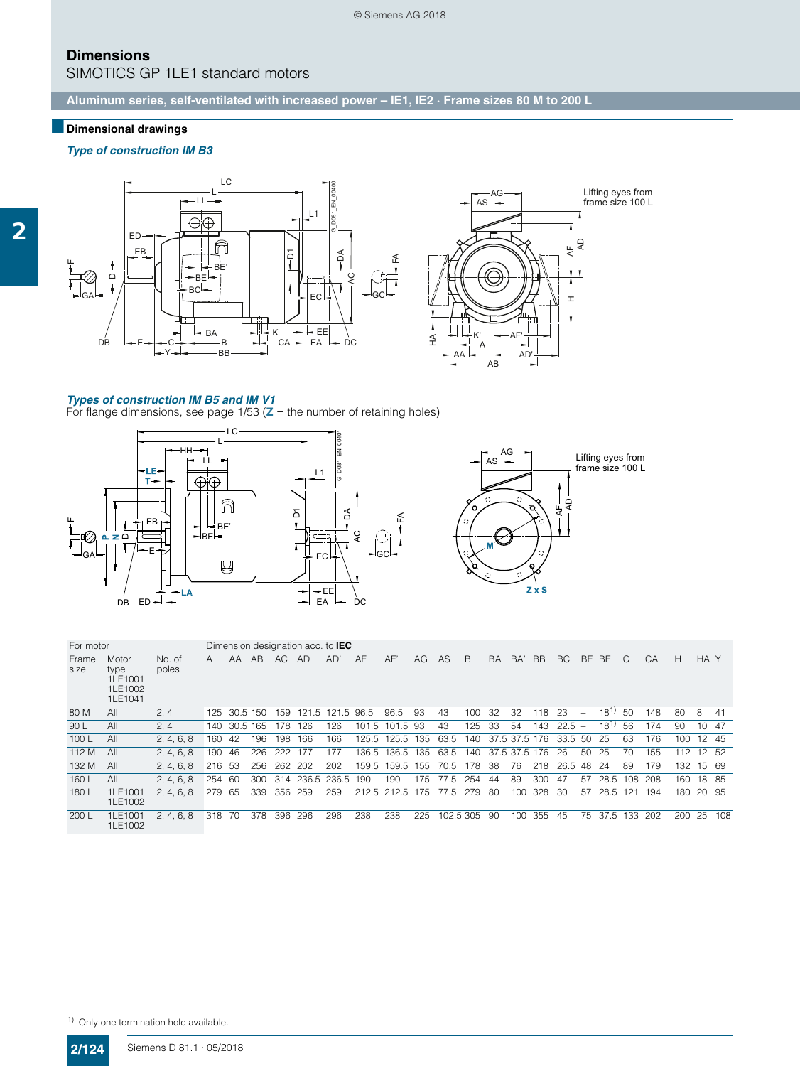# Dimensions

SIMOTICS GP 1LE1 standard motors

**Aluminum series, self-ventilated with increased power – IE1, IE2 · Frame sizes 80 M to 200 L**

## Dimensional drawings

### *Type of construction IM B3*

### *Types of construction IM B5 and IM V1*

For flange dimensions, see page 1/53 (**Z** = the number of retaining holes)

| For motor | | | Dimension designation acc. to **IEC** | | | | | | | | | | | | | | | | | | | | | | |
|---|---|---|---|---|---|---|---|---|---|---|---|---|---|---|---|---|---|---|---|---|---|---|---|---|---|
| Frame size | Motor type 1LE1001 1LE1002 1LE1041 | No. of poles | A | AA | AB | AC | AD | AD' | AF | AF' | AG | AS | B | BA | BA' | BB | BC | BE | BE' | C | CA | H | HA | Y |
| 80 M | All | 2, 4 | 125 | 30.5 | 150 | 159 | 121.5 | 121.5 | 96.5 | 96.5 | 93 | 43 | 100 | 32 | 32 | 118 | 23 | – | 18[1] | 50 | 148 | 80 | 8 | 41 |
| 90 L | All | 2, 4 | 140 | 30.5 | 165 | 178 | 126 | 126 | 101.5 | 101.5 | 93 | 43 | 125 | 33 | 54 | 143 | 22.5 | – | 18[1] | 56 | 174 | 90 | 10 | 47 |
| 100 L | All | 2, 4, 6, 8 | 160 | 42 | 196 | 198 | 166 | 166 | 125.5 | 125.5 | 135 | 63.5 | 140 | 37.5 | 37.5 | 176 | 33.5 | 50 | 25 | 63 | 176 | 100 | 12 | 45 |
| 112 M | All | 2, 4, 6, 8 | 190 | 46 | 226 | 222 | 177 | 177 | 136.5 | 136.5 | 135 | 63.5 | 140 | 37.5 | 37.5 | 176 | 26 | 50 | 25 | 70 | 155 | 112 | 12 | 52 |
| 132 M | All | 2, 4, 6, 8 | 216 | 53 | 256 | 262 | 202 | 202 | 159.5 | 159.5 | 155 | 70.5 | 178 | 38 | 76 | 218 | 26.5 | 48 | 24 | 89 | 179 | 132 | 15 | 69 |
| 160 L | All | 2, 4, 6, 8 | 254 | 60 | 300 | 314 | 236.5 | 236.5 | 190 | 190 | 175 | 77.5 | 254 | 44 | 89 | 300 | 47 | 57 | 28.5 | 108 | 208 | 160 | 18 | 85 |
| 180 L | 1LE1001 1LE1002 | 2, 4, 6, 8 | 279 | 65 | 339 | 356 | 259 | 259 | 212.5 | 212.5 | 175 | 77.5 | 279 | 80 | 100 | 328 | 30 | 57 | 28.5 | 121 | 194 | 180 | 20 | 95 |
| 200 L | 1LE1001 1LE1002 | 2, 4, 6, 8 | 318 | 70 | 378 | 396 | 296 | 296 | 238 | 238 | 225 | 102.5 | 305 | 90 | 100 | 355 | 45 | 75 | 37.5 | 133 | 202 | 200 | 25 | 108 |

[1] Only one termination hole available.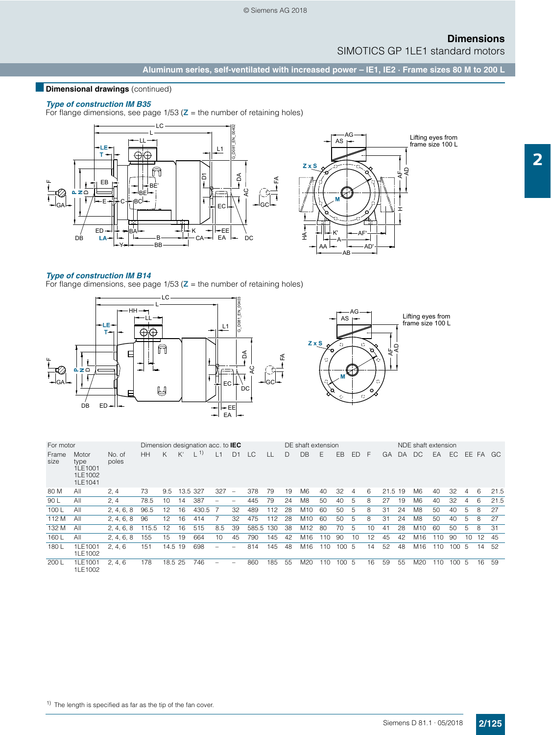## Dimensions

SIMOTICS GP 1LE1 standard motors

**Aluminum series, self-ventilated with increased power – IE1, IE2 · Frame sizes 80 M to 200 L**

### Dimensional drawings (continued)

#### *Type of construction IM B35*

For flange dimensions, see page 1/53 (**Z** = the number of retaining holes)

Lifting eyes from frame size 100 L

#### *Type of construction IM B14*

For flange dimensions, see page 1/53 (**Z** = the number of retaining holes)

Lifting eyes from frame size 100 L

| For motor | | | Dimension designation acc. to **IEC** | | | | | | | | DE shaft extension | | | | | | | NDE shaft extension | | | | | | | |
|---|---|---|---|---|---|---|---|---|---|---|---|---|---|---|---|---|---|---|---|---|---|---|---|---|---|
| Frame size | Motor type 1LE1001 1LE1002 1LE1041 | No. of poles | HH | K | K' | L [1] | L1 | D1 | LC | LL | D | DB | E | EB | ED | F | GA | DA | DC | EA | EC | EE | FA | GC |
| 80 M | All | 2, 4 | 73 | 9.5 | 13.5 | 327 | 327 | – | 378 | 79 | 19 | M6 | 40 | 32 | 4 | 6 | 21.5 | 19 | M6 | 40 | 32 | 4 | 6 | 21.5 |
| 90 L | All | 2, 4 | 78.5 | 10 | 14 | 387 | – | – | 445 | 79 | 24 | M8 | 50 | 40 | 5 | 8 | 27 | 19 | M6 | 40 | 32 | 4 | 6 | 21.5 |
| 100 L | All | 2, 4, 6, 8 | 96.5 | 12 | 16 | 430.5 | 7 | 32 | 489 | 112 | 28 | M10 | 60 | 50 | 5 | 8 | 31 | 24 | M8 | 50 | 40 | 5 | 8 | 27 |
| 112 M | All | 2, 4, 6, 8 | 96 | 12 | 16 | 414 | 7 | 32 | 475 | 112 | 28 | M10 | 60 | 50 | 5 | 8 | 31 | 24 | M8 | 50 | 40 | 5 | 8 | 27 |
| 132 M | All | 2, 4, 6, 8 | 115.5 | 12 | 16 | 515 | 8.5 | 39 | 585.5 | 130 | 38 | M12 | 80 | 70 | 5 | 10 | 41 | 28 | M10 | 60 | 50 | 5 | 8 | 31 |
| 160 L | All | 2, 4, 6, 8 | 155 | 15 | 19 | 664 | 10 | 45 | 790 | 145 | 42 | M16 | 110 | 90 | 10 | 12 | 45 | 42 | M16 | 110 | 90 | 10 | 12 | 45 |
| 180 L | 1LE1001 1LE1002 | 2, 4, 6 | 151 | 14.5 | 19 | 698 | – | – | 814 | 145 | 48 | M16 | 110 | 100 | 5 | 14 | 52 | 48 | M16 | 110 | 100 | 5 | 14 | 52 |
| 200 L | 1LE1001 1LE1002 | 2, 4, 6 | 178 | 18.5 | 25 | 746 | – | – | 860 | 185 | 55 | M20 | 110 | 100 | 5 | 16 | 59 | 55 | M20 | 110 | 100 | 5 | 16 | 59 |

[1] The length is specified as far as the tip of the fan cover.